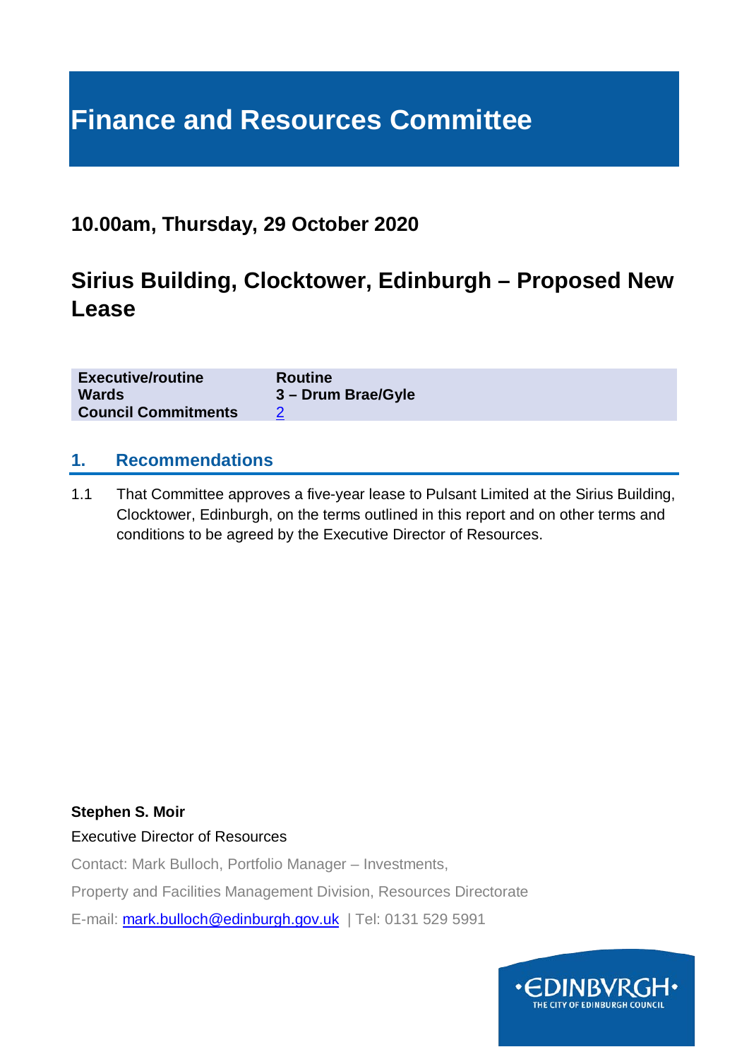# Finance and Resources Committee

## 10.00am, Thursday, 29 October 2020

## Sirius Building, Clocktower, Edinburgh – Proposed New Lease

| | |
|---|---|
| **Executive/routine** | **Routine** |
| **Wards** | **3 – Drum Brae/Gyle** |
| **Council Commitments** | 2 |

### 1. Recommendations

1.1 That Committee approves a five-year lease to Pulsant Limited at the Sirius Building, Clocktower, Edinburgh, on the terms outlined in this report and on other terms and conditions to be agreed by the Executive Director of Resources.

**Stephen S. Moir**

Executive Director of Resources

Contact: Mark Bulloch, Portfolio Manager – Investments,

Property and Facilities Management Division, Resources Directorate

E-mail: mark.bulloch@edinburgh.gov.uk | Tel: 0131 529 5991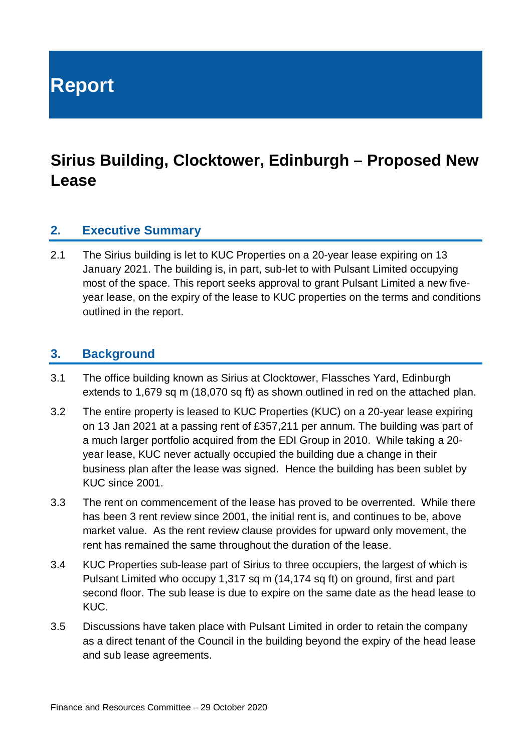# Report

## Sirius Building, Clocktower, Edinburgh – Proposed New Lease

### 2. Executive Summary

2.1 The Sirius building is let to KUC Properties on a 20-year lease expiring on 13 January 2021. The building is, in part, sub-let to with Pulsant Limited occupying most of the space. This report seeks approval to grant Pulsant Limited a new five-year lease, on the expiry of the lease to KUC properties on the terms and conditions outlined in the report.

### 3. Background

3.1 The office building known as Sirius at Clocktower, Flassches Yard, Edinburgh extends to 1,679 sq m (18,070 sq ft) as shown outlined in red on the attached plan.

3.2 The entire property is leased to KUC Properties (KUC) on a 20-year lease expiring on 13 Jan 2021 at a passing rent of £357,211 per annum. The building was part of a much larger portfolio acquired from the EDI Group in 2010. While taking a 20-year lease, KUC never actually occupied the building due a change in their business plan after the lease was signed. Hence the building has been sublet by KUC since 2001.

3.3 The rent on commencement of the lease has proved to be overrented. While there has been 3 rent review since 2001, the initial rent is, and continues to be, above market value. As the rent review clause provides for upward only movement, the rent has remained the same throughout the duration of the lease.

3.4 KUC Properties sub-lease part of Sirius to three occupiers, the largest of which is Pulsant Limited who occupy 1,317 sq m (14,174 sq ft) on ground, first and part second floor. The sub lease is due to expire on the same date as the head lease to KUC.

3.5 Discussions have taken place with Pulsant Limited in order to retain the company as a direct tenant of the Council in the building beyond the expiry of the head lease and sub lease agreements.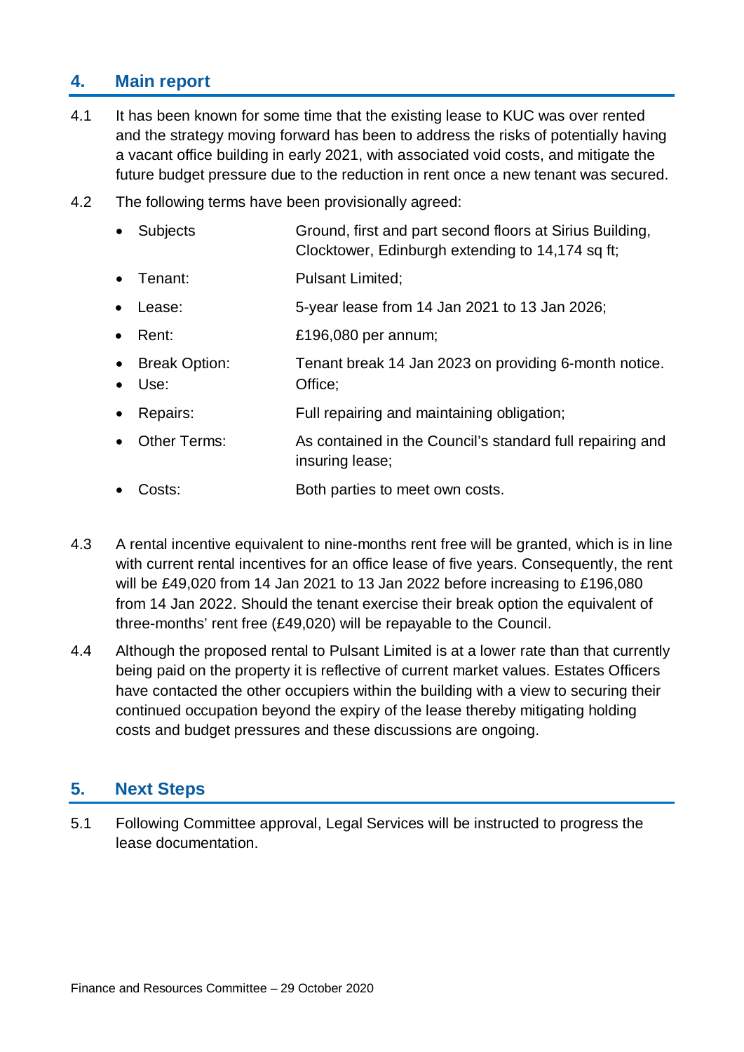## 4. Main report

4.1 It has been known for some time that the existing lease to KUC was over rented and the strategy moving forward has been to address the risks of potentially having a vacant office building in early 2021, with associated void costs, and mitigate the future budget pressure due to the reduction in rent once a new tenant was secured.

4.2 The following terms have been provisionally agreed:

- Subjects: Ground, first and part second floors at Sirius Building, Clocktower, Edinburgh extending to 14,174 sq ft;
- Tenant: Pulsant Limited;
- Lease: 5-year lease from 14 Jan 2021 to 13 Jan 2026;
- Rent: £196,080 per annum;
- Break Option: Tenant break 14 Jan 2023 on providing 6-month notice.
- Use: Office;
- Repairs: Full repairing and maintaining obligation;
- Other Terms: As contained in the Council's standard full repairing and insuring lease;
- Costs: Both parties to meet own costs.

4.3 A rental incentive equivalent to nine-months rent free will be granted, which is in line with current rental incentives for an office lease of five years. Consequently, the rent will be £49,020 from 14 Jan 2021 to 13 Jan 2022 before increasing to £196,080 from 14 Jan 2022. Should the tenant exercise their break option the equivalent of three-months' rent free (£49,020) will be repayable to the Council.

4.4 Although the proposed rental to Pulsant Limited is at a lower rate than that currently being paid on the property it is reflective of current market values. Estates Officers have contacted the other occupiers within the building with a view to securing their continued occupation beyond the expiry of the lease thereby mitigating holding costs and budget pressures and these discussions are ongoing.

## 5. Next Steps

5.1 Following Committee approval, Legal Services will be instructed to progress the lease documentation.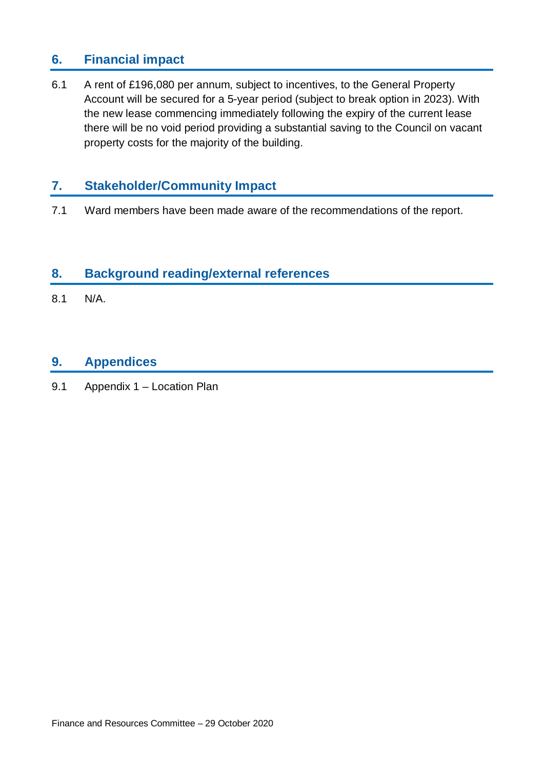## 6. Financial impact

6.1 A rent of £196,080 per annum, subject to incentives, to the General Property Account will be secured for a 5-year period (subject to break option in 2023). With the new lease commencing immediately following the expiry of the current lease there will be no void period providing a substantial saving to the Council on vacant property costs for the majority of the building.

## 7. Stakeholder/Community Impact

7.1 Ward members have been made aware of the recommendations of the report.

## 8. Background reading/external references

8.1 N/A.

## 9. Appendices

9.1 Appendix 1 – Location Plan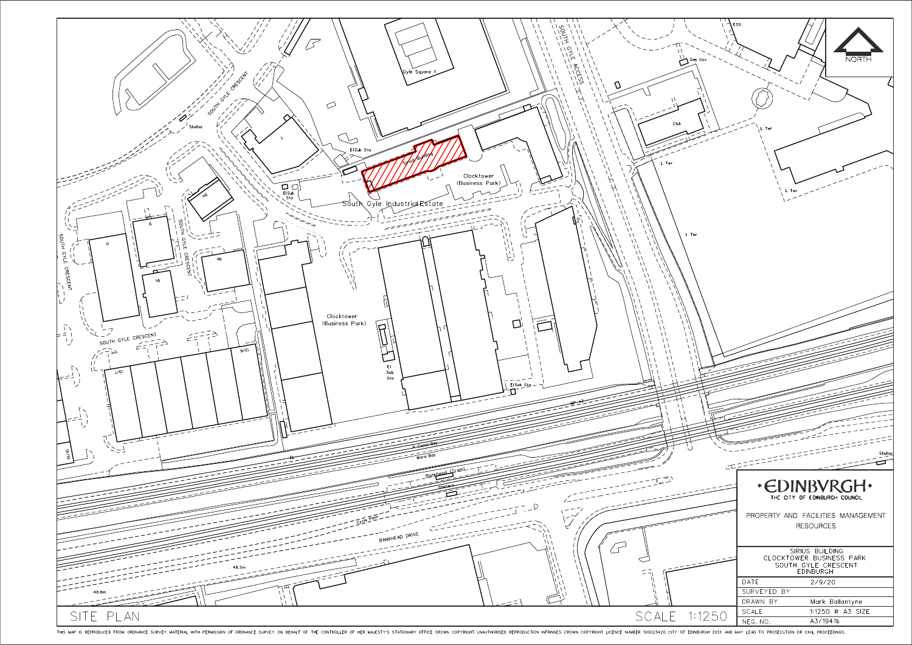NORTH

·EDINBVRGH·
THE CITY OF EDINBURGH COUNCIL

PROPERTY AND FACILITIES MANAGEMENT
RESOURCES

SIRIUS BUILDING
CLOCKTOWER BUSINESS PARK
SOUTH GYLE CRESCENT
EDINBURGH

| | |
|---|---|
| DATE | 2/9/20 |
| SURVEYED BY | |
| DRAWN BY | Mark Ballantyne |
| SCALE | 1:1250 @ A3 SIZE |
| NEG. NO. | A3/1941b |

SITE PLAN

SCALE 1:1250

THIS MAP IS REPRODUCED FROM ORDNANCE SURVEY MATERIAL WITH PERMISSION OF ORDNANCE SURVEY ON BEHALF OF THE CONTROLLER OF HER MAJESTY'S STATIONARY OFFICE CROWN COPYRIGHT. UNAUTHORISED REPRODUCTION INFRINGES CROWN COPYRIGHT LICENCE NUMBER 100023420. CITY OF EDINBURGH 2013 AND MAY LEAD TO PROSECUTION OR CIVIL PROCEEDINGS.